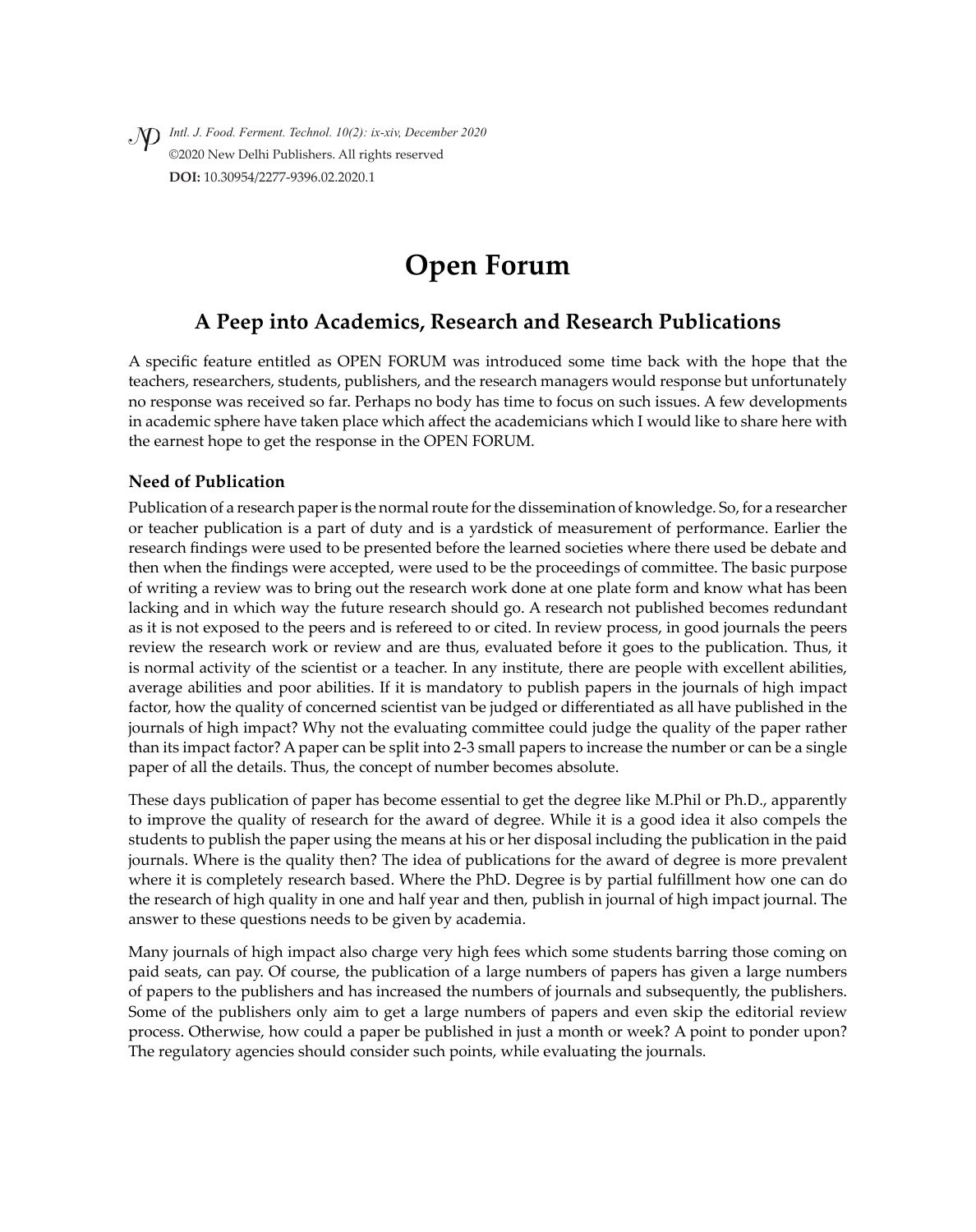# Open Forum

## A Peep into Academics, Research and Research Publications

A specific feature entitled as OPEN FORUM was introduced some time back with the hope that the teachers, researchers, students, publishers, and the research managers would response but unfortunately no response was received so far. Perhaps no body has time to focus on such issues. A few developments in academic sphere have taken place which affect the academicians which I would like to share here with the earnest hope to get the response in the OPEN FORUM.

### Need of Publication

Publication of a research paper is the normal route for the dissemination of knowledge. So, for a researcher or teacher publication is a part of duty and is a yardstick of measurement of performance. Earlier the research findings were used to be presented before the learned societies where there used be debate and then when the findings were accepted, were used to be the proceedings of committee. The basic purpose of writing a review was to bring out the research work done at one plate form and know what has been lacking and in which way the future research should go. A research not published becomes redundant as it is not exposed to the peers and is refereed to or cited. In review process, in good journals the peers review the research work or review and are thus, evaluated before it goes to the publication. Thus, it is normal activity of the scientist or a teacher. In any institute, there are people with excellent abilities, average abilities and poor abilities. If it is mandatory to publish papers in the journals of high impact factor, how the quality of concerned scientist van be judged or differentiated as all have published in the journals of high impact? Why not the evaluating committee could judge the quality of the paper rather than its impact factor? A paper can be split into 2-3 small papers to increase the number or can be a single paper of all the details. Thus, the concept of number becomes absolute.

These days publication of paper has become essential to get the degree like M.Phil or Ph.D., apparently to improve the quality of research for the award of degree. While it is a good idea it also compels the students to publish the paper using the means at his or her disposal including the publication in the paid journals. Where is the quality then? The idea of publications for the award of degree is more prevalent where it is completely research based. Where the PhD. Degree is by partial fulfillment how one can do the research of high quality in one and half year and then, publish in journal of high impact journal. The answer to these questions needs to be given by academia.

Many journals of high impact also charge very high fees which some students barring those coming on paid seats, can pay. Of course, the publication of a large numbers of papers has given a large numbers of papers to the publishers and has increased the numbers of journals and subsequently, the publishers. Some of the publishers only aim to get a large numbers of papers and even skip the editorial review process. Otherwise, how could a paper be published in just a month or week? A point to ponder upon? The regulatory agencies should consider such points, while evaluating the journals.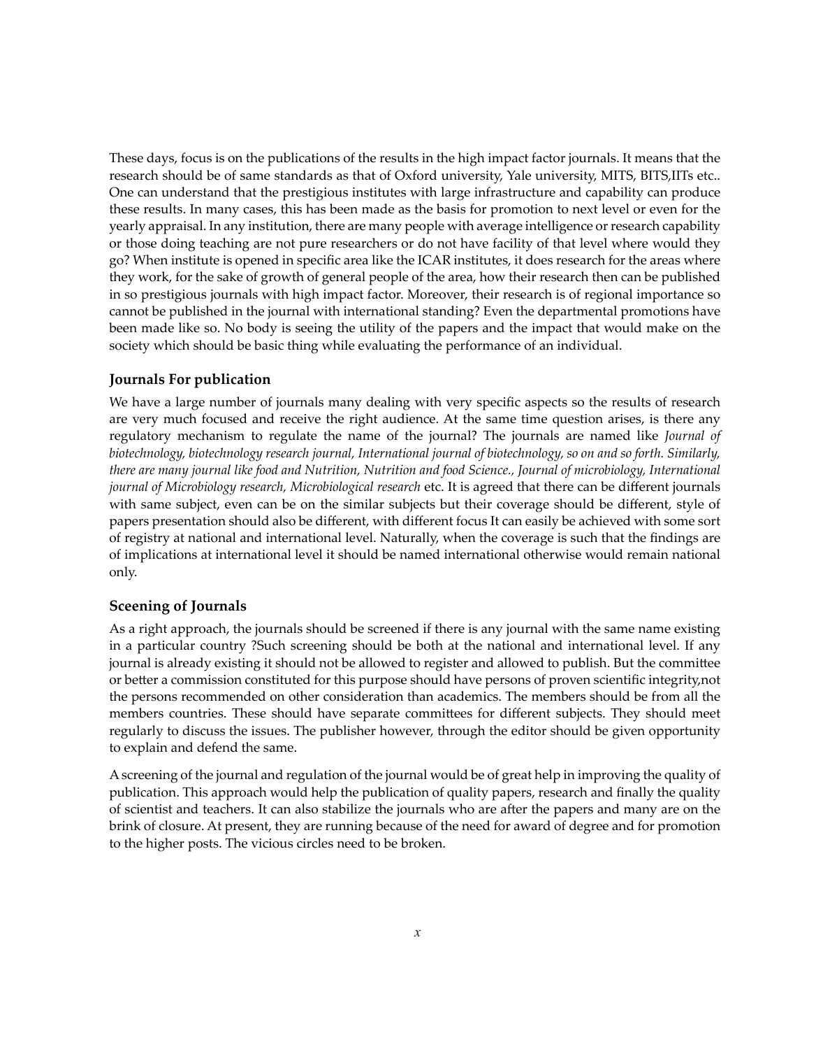These days, focus is on the publications of the results in the high impact factor journals. It means that the research should be of same standards as that of Oxford university, Yale university, MITS, BITS,IITs etc.. One can understand that the prestigious institutes with large infrastructure and capability can produce these results. In many cases, this has been made as the basis for promotion to next level or even for the yearly appraisal. In any institution, there are many people with average intelligence or research capability or those doing teaching are not pure researchers or do not have facility of that level where would they go? When institute is opened in specific area like the ICAR institutes, it does research for the areas where they work, for the sake of growth of general people of the area, how their research then can be published in so prestigious journals with high impact factor. Moreover, their research is of regional importance so cannot be published in the journal with international standing? Even the departmental promotions have been made like so. No body is seeing the utility of the papers and the impact that would make on the society which should be basic thing while evaluating the performance of an individual.

### Journals For publication

We have a large number of journals many dealing with very specific aspects so the results of research are very much focused and receive the right audience. At the same time question arises, is there any regulatory mechanism to regulate the name of the journal? The journals are named like *Journal of biotechnology, biotechnology research journal, International journal of biotechnology, so on and so forth. Similarly, there are many journal like food and Nutrition, Nutrition and food Science., Journal of microbiology, International journal of Microbiology research, Microbiological research* etc. It is agreed that there can be different journals with same subject, even can be on the similar subjects but their coverage should be different, style of papers presentation should also be different, with different focus It can easily be achieved with some sort of registry at national and international level. Naturally, when the coverage is such that the findings are of implications at international level it should be named international otherwise would remain national only.

### Sceening of Journals

As a right approach, the journals should be screened if there is any journal with the same name existing in a particular country ?Such screening should be both at the national and international level. If any journal is already existing it should not be allowed to register and allowed to publish. But the committee or better a commission constituted for this purpose should have persons of proven scientific integrity,not the persons recommended on other consideration than academics. The members should be from all the members countries. These should have separate committees for different subjects. They should meet regularly to discuss the issues. The publisher however, through the editor should be given opportunity to explain and defend the same.

A screening of the journal and regulation of the journal would be of great help in improving the quality of publication. This approach would help the publication of quality papers, research and finally the quality of scientist and teachers. It can also stabilize the journals who are after the papers and many are on the brink of closure. At present, they are running because of the need for award of degree and for promotion to the higher posts. The vicious circles need to be broken.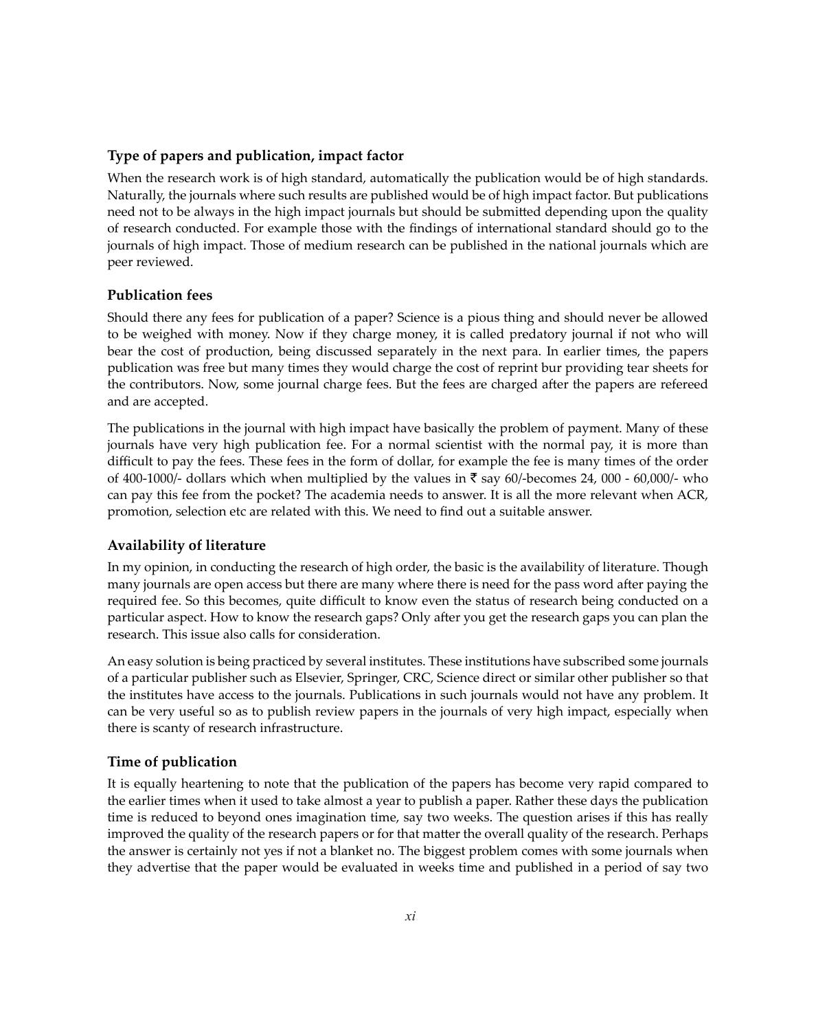### Type of papers and publication, impact factor

When the research work is of high standard, automatically the publication would be of high standards. Naturally, the journals where such results are published would be of high impact factor. But publications need not to be always in the high impact journals but should be submitted depending upon the quality of research conducted. For example those with the findings of international standard should go to the journals of high impact. Those of medium research can be published in the national journals which are peer reviewed.

### Publication fees

Should there any fees for publication of a paper? Science is a pious thing and should never be allowed to be weighed with money. Now if they charge money, it is called predatory journal if not who will bear the cost of production, being discussed separately in the next para. In earlier times, the papers publication was free but many times they would charge the cost of reprint bur providing tear sheets for the contributors. Now, some journal charge fees. But the fees are charged after the papers are refereed and are accepted.

The publications in the journal with high impact have basically the problem of payment. Many of these journals have very high publication fee. For a normal scientist with the normal pay, it is more than difficult to pay the fees. These fees in the form of dollar, for example the fee is many times of the order of 400-1000/- dollars which when multiplied by the values in ₹ say 60/-becomes 24, 000 - 60,000/- who can pay this fee from the pocket? The academia needs to answer. It is all the more relevant when ACR, promotion, selection etc are related with this. We need to find out a suitable answer.

### Availability of literature

In my opinion, in conducting the research of high order, the basic is the availability of literature. Though many journals are open access but there are many where there is need for the pass word after paying the required fee. So this becomes, quite difficult to know even the status of research being conducted on a particular aspect. How to know the research gaps? Only after you get the research gaps you can plan the research. This issue also calls for consideration.

An easy solution is being practiced by several institutes. These institutions have subscribed some journals of a particular publisher such as Elsevier, Springer, CRC, Science direct or similar other publisher so that the institutes have access to the journals. Publications in such journals would not have any problem. It can be very useful so as to publish review papers in the journals of very high impact, especially when there is scanty of research infrastructure.

### Time of publication

It is equally heartening to note that the publication of the papers has become very rapid compared to the earlier times when it used to take almost a year to publish a paper. Rather these days the publication time is reduced to beyond ones imagination time, say two weeks. The question arises if this has really improved the quality of the research papers or for that matter the overall quality of the research. Perhaps the answer is certainly not yes if not a blanket no. The biggest problem comes with some journals when they advertise that the paper would be evaluated in weeks time and published in a period of say two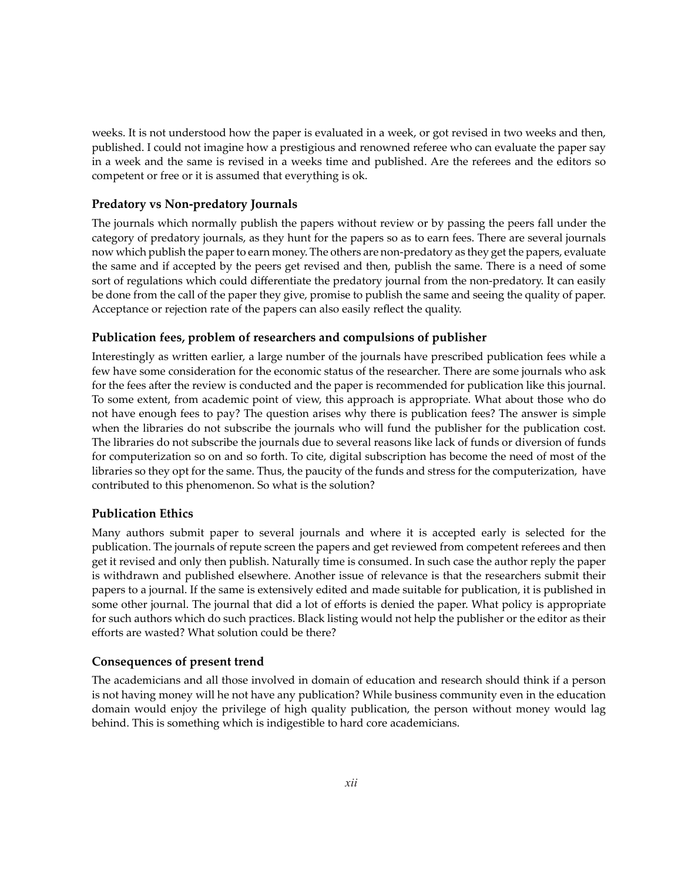weeks. It is not understood how the paper is evaluated in a week, or got revised in two weeks and then, published. I could not imagine how a prestigious and renowned referee who can evaluate the paper say in a week and the same is revised in a weeks time and published. Are the referees and the editors so competent or free or it is assumed that everything is ok.

### Predatory vs Non-predatory Journals

The journals which normally publish the papers without review or by passing the peers fall under the category of predatory journals, as they hunt for the papers so as to earn fees. There are several journals now which publish the paper to earn money. The others are non-predatory as they get the papers, evaluate the same and if accepted by the peers get revised and then, publish the same. There is a need of some sort of regulations which could differentiate the predatory journal from the non-predatory. It can easily be done from the call of the paper they give, promise to publish the same and seeing the quality of paper. Acceptance or rejection rate of the papers can also easily reflect the quality.

### Publication fees, problem of researchers and compulsions of publisher

Interestingly as written earlier, a large number of the journals have prescribed publication fees while a few have some consideration for the economic status of the researcher. There are some journals who ask for the fees after the review is conducted and the paper is recommended for publication like this journal. To some extent, from academic point of view, this approach is appropriate. What about those who do not have enough fees to pay? The question arises why there is publication fees? The answer is simple when the libraries do not subscribe the journals who will fund the publisher for the publication cost. The libraries do not subscribe the journals due to several reasons like lack of funds or diversion of funds for computerization so on and so forth. To cite, digital subscription has become the need of most of the libraries so they opt for the same. Thus, the paucity of the funds and stress for the computerization, have contributed to this phenomenon. So what is the solution?

### Publication Ethics

Many authors submit paper to several journals and where it is accepted early is selected for the publication. The journals of repute screen the papers and get reviewed from competent referees and then get it revised and only then publish. Naturally time is consumed. In such case the author reply the paper is withdrawn and published elsewhere. Another issue of relevance is that the researchers submit their papers to a journal. If the same is extensively edited and made suitable for publication, it is published in some other journal. The journal that did a lot of efforts is denied the paper. What policy is appropriate for such authors which do such practices. Black listing would not help the publisher or the editor as their efforts are wasted? What solution could be there?

### Consequences of present trend

The academicians and all those involved in domain of education and research should think if a person is not having money will he not have any publication? While business community even in the education domain would enjoy the privilege of high quality publication, the person without money would lag behind. This is something which is indigestible to hard core academicians.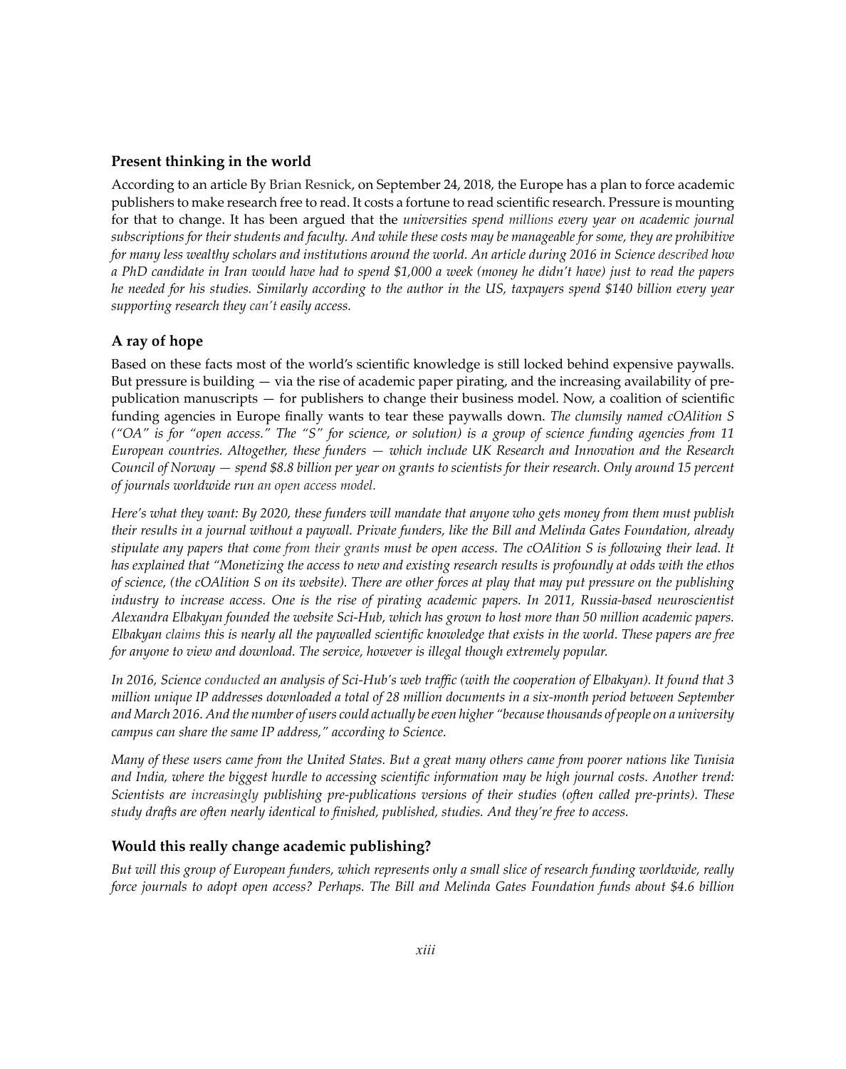## Present thinking in the world

According to an article By Brian Resnick, on September 24, 2018, the Europe has a plan to force academic publishers to make research free to read. It costs a fortune to read scientific research. Pressure is mounting for that to change. It has been argued that the *universities spend millions every year on academic journal subscriptions for their students and faculty. And while these costs may be manageable for some, they are prohibitive for many less wealthy scholars and institutions around the world. An article during 2016 in Science described how a PhD candidate in Iran would have had to spend $1,000 a week (money he didn't have) just to read the papers he needed for his studies. Similarly according to the author in the US, taxpayers spend $140 billion every year supporting research they can't easily access.*

## A ray of hope

Based on these facts most of the world's scientific knowledge is still locked behind expensive paywalls. But pressure is building — via the rise of academic paper pirating, and the increasing availability of pre-publication manuscripts — for publishers to change their business model. Now, a coalition of scientific funding agencies in Europe finally wants to tear these paywalls down. *The clumsily named cOAlition S ("OA" is for "open access." The "S" for science, or solution) is a group of science funding agencies from 11 European countries. Altogether, these funders — which include UK Research and Innovation and the Research Council of Norway — spend $8.8 billion per year on grants to scientists for their research. Only around 15 percent of journals worldwide run an open access model.*

*Here's what they want: By 2020, these funders will mandate that anyone who gets money from them must publish their results in a journal without a paywall. Private funders, like the Bill and Melinda Gates Foundation, already stipulate any papers that come from their grants must be open access. The cOAlition S is following their lead. It has explained that "Monetizing the access to new and existing research results is profoundly at odds with the ethos of science, (the cOAlition S on its website). There are other forces at play that may put pressure on the publishing industry to increase access. One is the rise of pirating academic papers. In 2011, Russia-based neuroscientist Alexandra Elbakyan founded the website Sci-Hub, which has grown to host more than 50 million academic papers. Elbakyan claims this is nearly all the paywalled scientific knowledge that exists in the world. These papers are free for anyone to view and download. The service, however is illegal though extremely popular.*

*In 2016, Science conducted an analysis of Sci-Hub's web traffic (with the cooperation of Elbakyan). It found that 3 million unique IP addresses downloaded a total of 28 million documents in a six-month period between September and March 2016. And the number of users could actually be even higher "because thousands of people on a university campus can share the same IP address," according to Science.*

*Many of these users came from the United States. But a great many others came from poorer nations like Tunisia and India, where the biggest hurdle to accessing scientific information may be high journal costs. Another trend: Scientists are increasingly publishing pre-publications versions of their studies (often called pre-prints). These study drafts are often nearly identical to finished, published, studies. And they're free to access.*

## Would this really change academic publishing?

*But will this group of European funders, which represents only a small slice of research funding worldwide, really force journals to adopt open access? Perhaps. The Bill and Melinda Gates Foundation funds about $4.6 billion*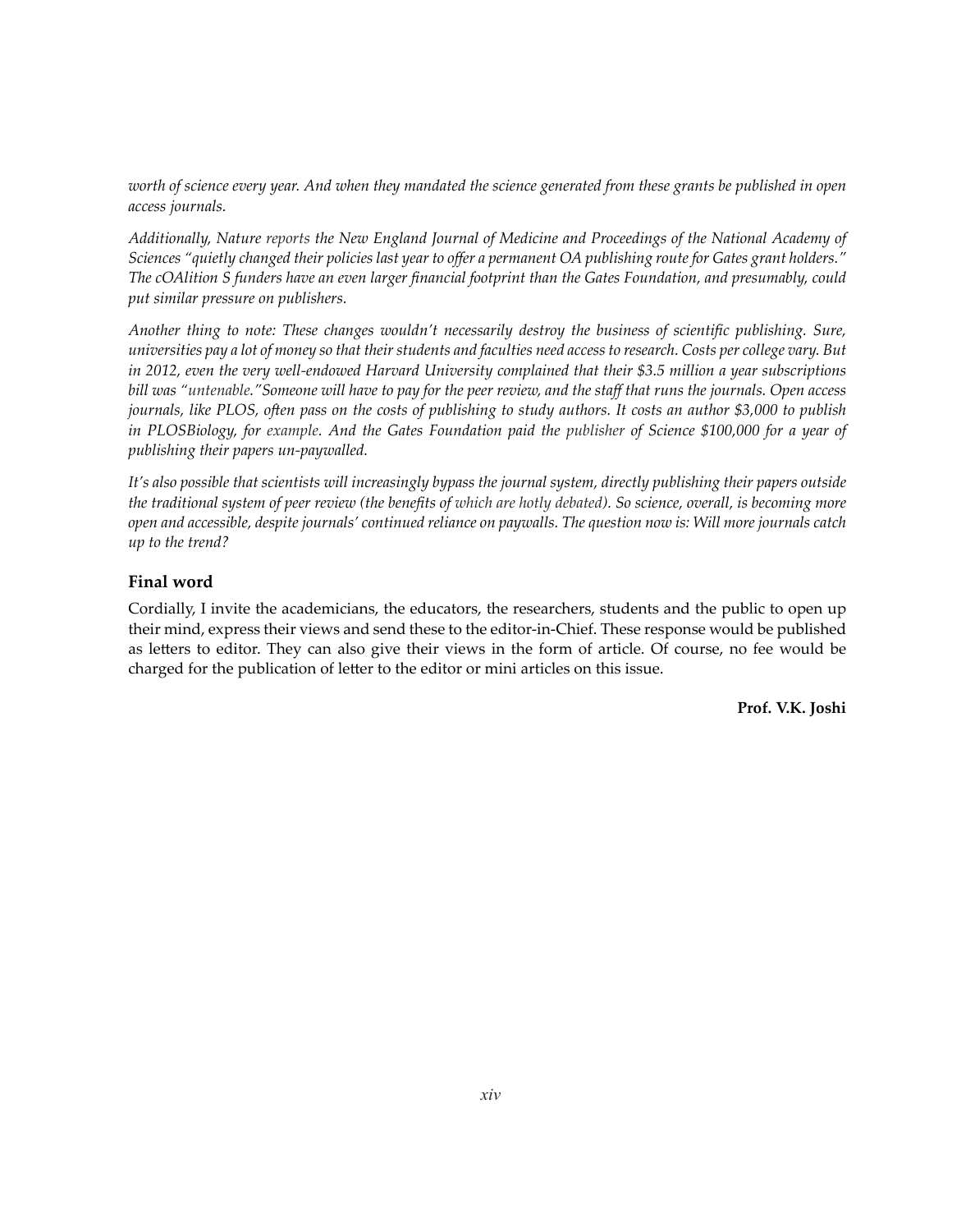*worth of science every year. And when they mandated the science generated from these grants be published in open access journals.*

*Additionally, Nature reports the New England Journal of Medicine and Proceedings of the National Academy of Sciences "quietly changed their policies last year to offer a permanent OA publishing route for Gates grant holders." The cOAlition S funders have an even larger financial footprint than the Gates Foundation, and presumably, could put similar pressure on publishers.*

*Another thing to note: These changes wouldn't necessarily destroy the business of scientific publishing. Sure, universities pay a lot of money so that their students and faculties need access to research. Costs per college vary. But in 2012, even the very well-endowed Harvard University complained that their $3.5 million a year subscriptions bill was "untenable."Someone will have to pay for the peer review, and the staff that runs the journals. Open access journals, like PLOS, often pass on the costs of publishing to study authors. It costs an author $3,000 to publish in PLOSBiology, for example. And the Gates Foundation paid the publisher of Science $100,000 for a year of publishing their papers un-paywalled.*

*It's also possible that scientists will increasingly bypass the journal system, directly publishing their papers outside the traditional system of peer review (the benefits of which are hotly debated). So science, overall, is becoming more open and accessible, despite journals' continued reliance on paywalls. The question now is: Will more journals catch up to the trend?*

### Final word

Cordially, I invite the academicians, the educators, the researchers, students and the public to open up their mind, express their views and send these to the editor-in-Chief. These response would be published as letters to editor. They can also give their views in the form of article. Of course, no fee would be charged for the publication of letter to the editor or mini articles on this issue.

**Prof. V.K. Joshi**